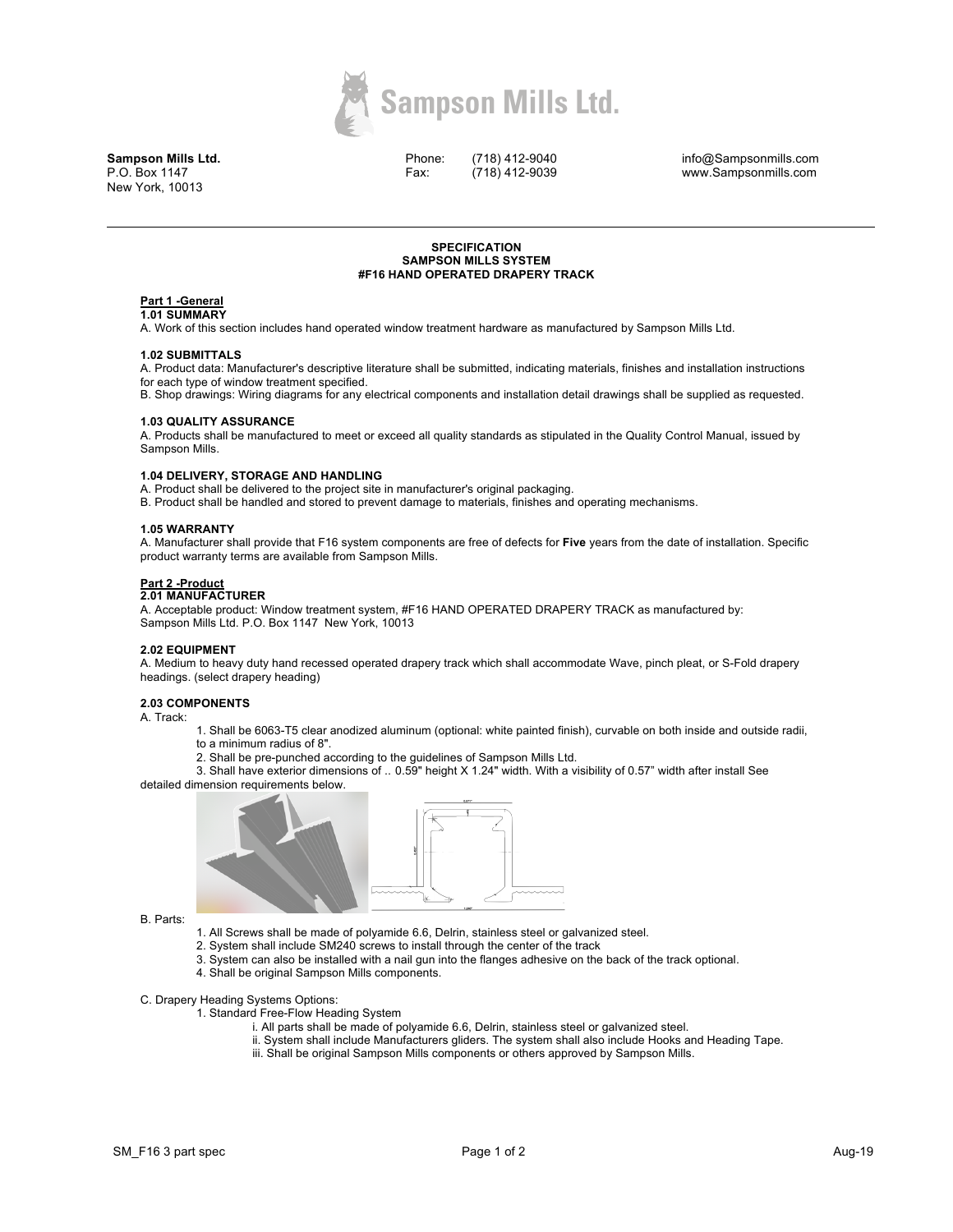**Sampson Mills Ltd.**
P.O. Box 1147
New York, 10013

Phone: (718) 412-9040
Fax: (718) 412-9039

info@Sampsonmills.com
www.Sampsonmills.com

---

**SPECIFICATION**
**SAMPSON MILLS SYSTEM**
**#F16 HAND OPERATED DRAPERY TRACK**

## Part 1 -General

### 1.01 SUMMARY

A. Work of this section includes hand operated window treatment hardware as manufactured by Sampson Mills Ltd.

### 1.02 SUBMITTALS

A. Product data: Manufacturer's descriptive literature shall be submitted, indicating materials, finishes and installation instructions for each type of window treatment specified.
B. Shop drawings: Wiring diagrams for any electrical components and installation detail drawings shall be supplied as requested.

### 1.03 QUALITY ASSURANCE

A. Products shall be manufactured to meet or exceed all quality standards as stipulated in the Quality Control Manual, issued by Sampson Mills.

### 1.04 DELIVERY, STORAGE AND HANDLING

A. Product shall be delivered to the project site in manufacturer's original packaging.
B. Product shall be handled and stored to prevent damage to materials, finishes and operating mechanisms.

### 1.05 WARRANTY

A. Manufacturer shall provide that F16 system components are free of defects for **Five** years from the date of installation. Specific product warranty terms are available from Sampson Mills.

## Part 2 -Product

### 2.01 MANUFACTURER

A. Acceptable product: Window treatment system, #F16 HAND OPERATED DRAPERY TRACK as manufactured by: Sampson Mills Ltd. P.O. Box 1147 New York, 10013

### 2.02 EQUIPMENT

A. Medium to heavy duty hand recessed operated drapery track which shall accommodate Wave, pinch pleat, or S-Fold drapery headings. (select drapery heading)

### 2.03 COMPONENTS

A. Track:

1. Shall be 6063-T5 clear anodized aluminum (optional: white painted finish), curvable on both inside and outside radii, to a minimum radius of 8".
2. Shall be pre-punched according to the guidelines of Sampson Mills Ltd.
3. Shall have exterior dimensions of .. 0.59" height X 1.24" width. With a visibility of 0.57" width after install See detailed dimension requirements below.

B. Parts:

1. All Screws shall be made of polyamide 6.6, Delrin, stainless steel or galvanized steel.
2. System shall include SM240 screws to install through the center of the track
3. System can also be installed with a nail gun into the flanges adhesive on the back of the track optional.
4. Shall be original Sampson Mills components.

C. Drapery Heading Systems Options:

1. Standard Free-Flow Heading System
   - i. All parts shall be made of polyamide 6.6, Delrin, stainless steel or galvanized steel.
   - ii. System shall include Manufacturers gliders. The system shall also include Hooks and Heading Tape.
   - iii. Shall be original Sampson Mills components or others approved by Sampson Mills.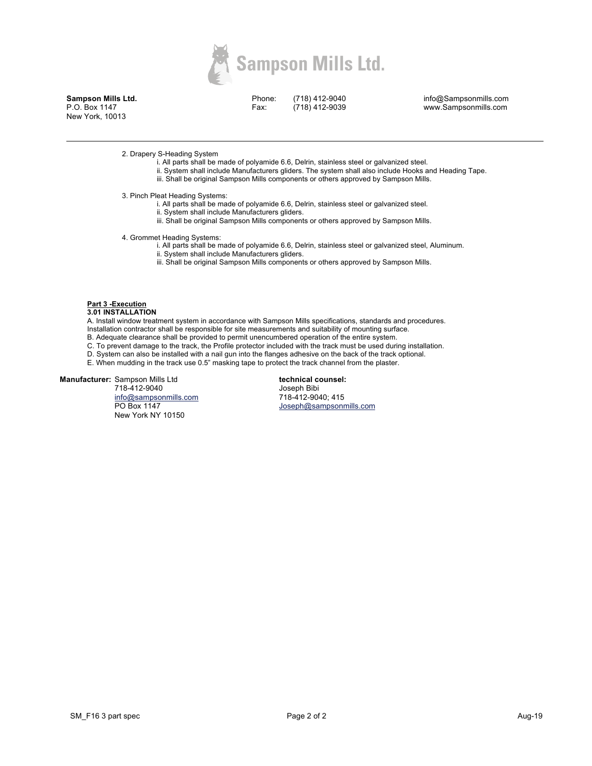2. Drapery S-Heading System
   - i. All parts shall be made of polyamide 6.6, Delrin, stainless steel or galvanized steel.
   - ii. System shall include Manufacturers gliders. The system shall also include Hooks and Heading Tape.
   - iii. Shall be original Sampson Mills components or others approved by Sampson Mills.

3. Pinch Pleat Heading Systems:
   - i. All parts shall be made of polyamide 6.6, Delrin, stainless steel or galvanized steel.
   - ii. System shall include Manufacturers gliders.
   - iii. Shall be original Sampson Mills components or others approved by Sampson Mills.

4. Grommet Heading Systems:
   - i. All parts shall be made of polyamide 6.6, Delrin, stainless steel or galvanized steel, Aluminum.
   - ii. System shall include Manufacturers gliders.
   - iii. Shall be original Sampson Mills components or others approved by Sampson Mills.

## Part 3 -Execution

### 3.01 INSTALLATION

A. Install window treatment system in accordance with Sampson Mills specifications, standards and procedures. Installation contractor shall be responsible for site measurements and suitability of mounting surface.
B. Adequate clearance shall be provided to permit unencumbered operation of the entire system.
C. To prevent damage to the track, the Profile protector included with the track must be used during installation.
D. System can also be installed with a nail gun into the flanges adhesive on the back of the track optional.
E. When mudding in the track use 0.5" masking tape to protect the track channel from the plaster.

**Manufacturer:** Sampson Mills Ltd
718-412-9040
info@sampsonmills.com
PO Box 1147
New York NY 10150

**technical counsel:**
Joseph Bibi
718-412-9040; 415
Joseph@sampsonmills.com